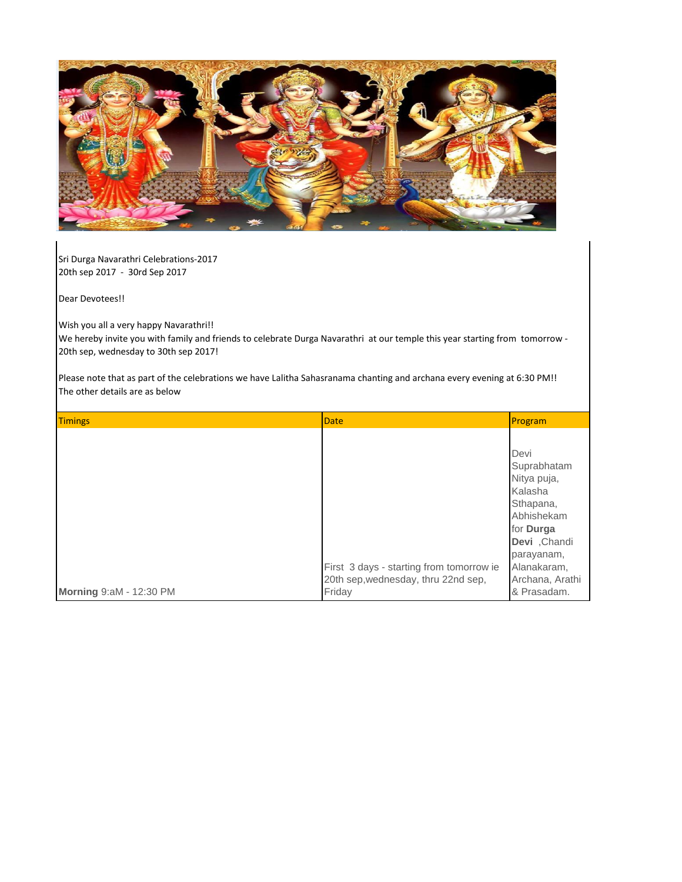Sri Durga Navarathri Celebrations-2017
20th sep 2017 - 30rd Sep 2017

Dear Devotees!!

Wish you all a very happy Navarathri!!
We hereby invite you with family and friends to celebrate Durga Navarathri at our temple this year starting from tomorrow - 20th sep, wednesday to 30th sep 2017!

Please note that as part of the celebrations we have Lalitha Sahasranama chanting and archana every evening at 6:30 PM!!
The other details are as below

| Timings | Date | Program |
| --- | --- | --- |
| **Morning** 9:aM - 12:30 PM | First 3 days - starting from tomorrow ie 20th sep,wednesday, thru 22nd sep, Friday | Devi Suprabhatam Nitya puja, Kalasha Sthapana, Abhishekam for **Durga Devi** ,Chandi parayanam, Alanakaram, Archana, Arathi & Prasadam. |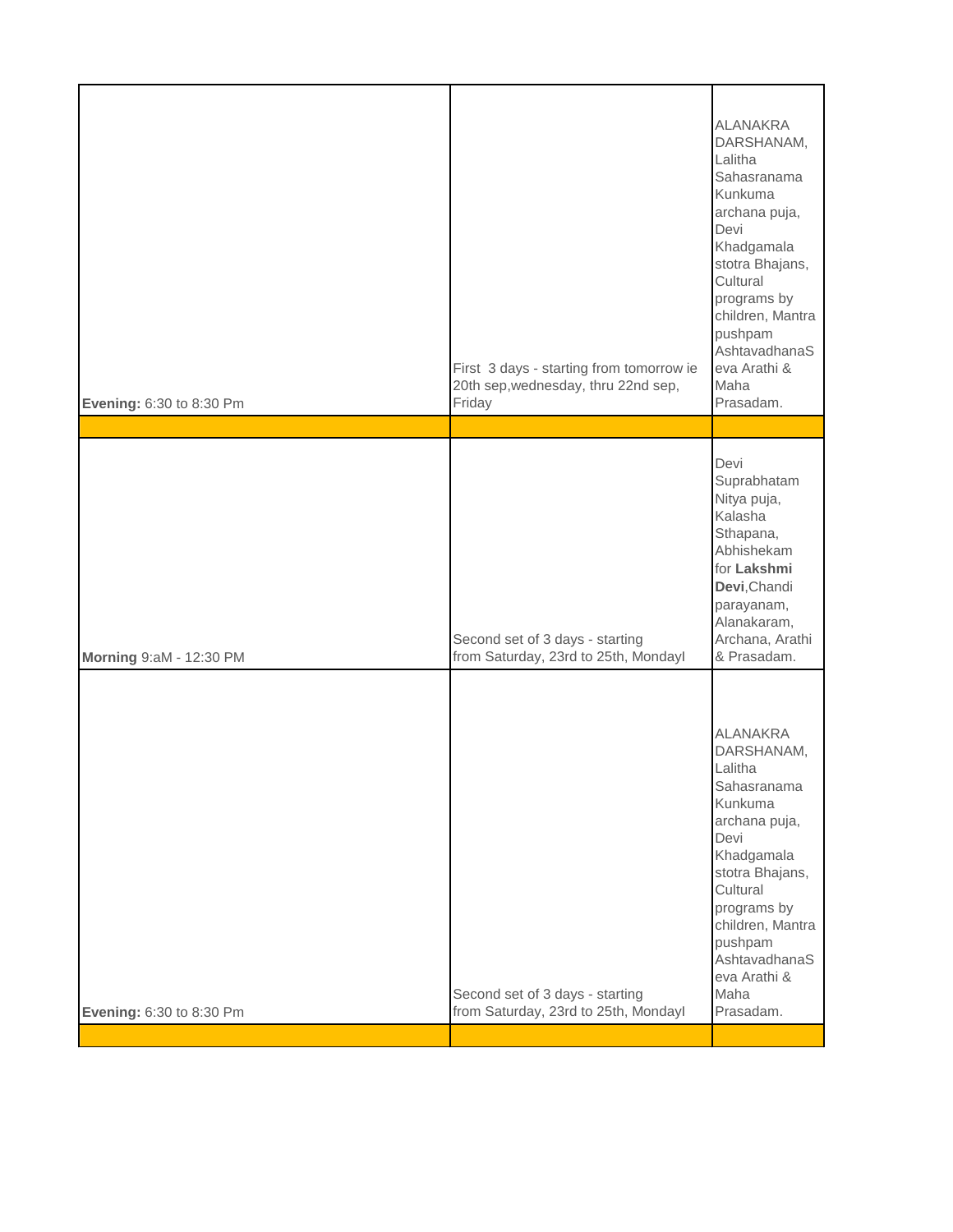| | | |
|---|---|---|
| **Evening:** 6:30 to 8:30 Pm | First 3 days - starting from tomorrow ie 20th sep,wednesday, thru 22nd sep, Friday | ALANAKRA DARSHANAM, Lalitha Sahasranama Kunkuma archana puja, Devi Khadgamala stotra Bhajans, Cultural programs by children, Mantra pushpam AshtavadhanaSeva Arathi & Maha Prasadam. |
| | | |
| **Morning** 9:aM - 12:30 PM | Second set of 3 days - starting from Saturday, 23rd to 25th, MondayI | Devi Suprabhatam Nitya puja, Kalasha Sthapana, Abhishekam for **Lakshmi Devi**,Chandi parayanam, Alanakaram, Archana, Arathi & Prasadam. |
| **Evening:** 6:30 to 8:30 Pm | Second set of 3 days - starting from Saturday, 23rd to 25th, MondayI | ALANAKRA DARSHANAM, Lalitha Sahasranama Kunkuma archana puja, Devi Khadgamala stotra Bhajans, Cultural programs by children, Mantra pushpam AshtavadhanaSeva Arathi & Maha Prasadam. |
| | | |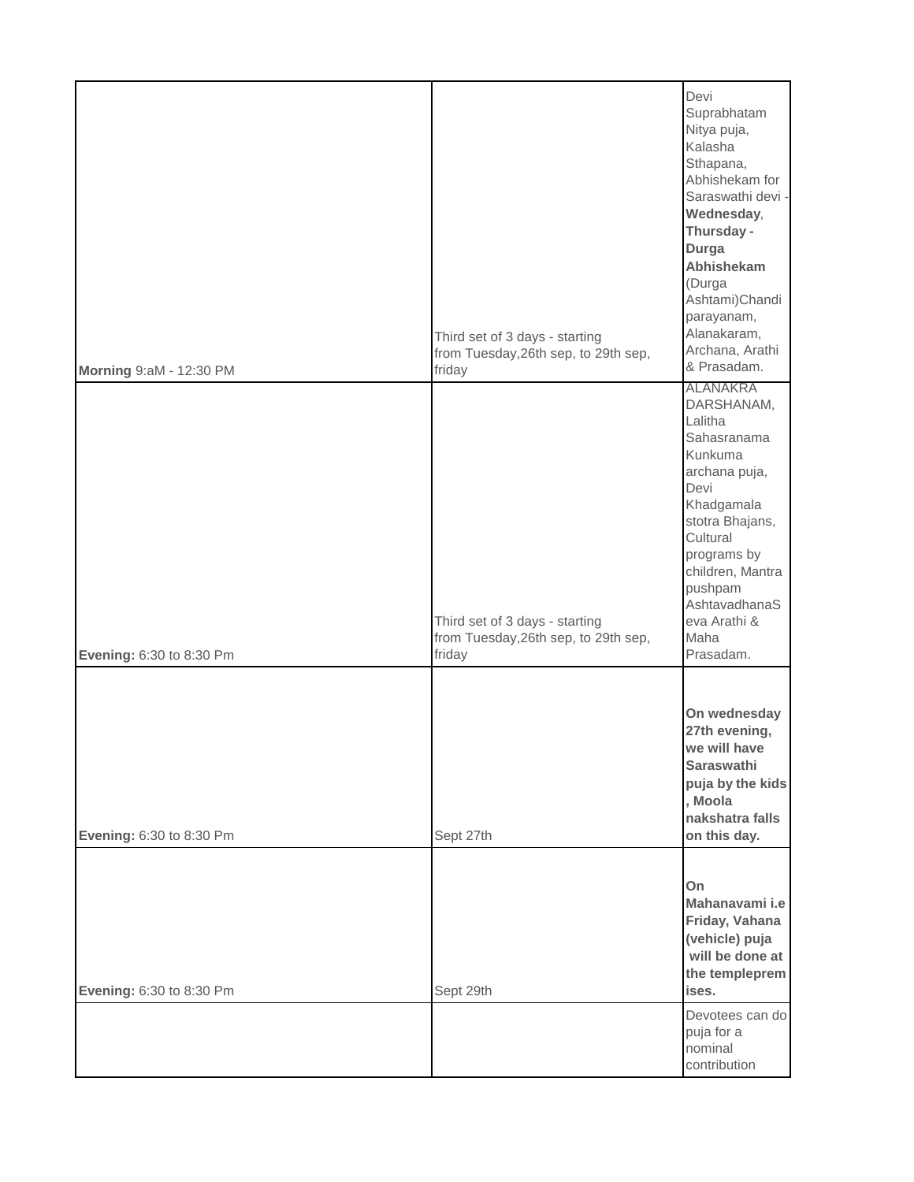| | | |
|---|---|---|
| **Morning** 9:aM - 12:30 PM | Third set of 3 days - starting from Tuesday,26th sep, to 29th sep, friday | Devi Suprabhatam Nitya puja, Kalasha Sthapana, Abhishekam for Saraswathi devi - **Wednesday**, **Thursday - Durga Abhishekam** (Durga Ashtami)Chandi parayanam, Alanakaram, Archana, Arathi & Prasadam. |
| **Evening:** 6:30 to 8:30 Pm | Third set of 3 days - starting from Tuesday,26th sep, to 29th sep, friday | ALANAKRA DARSHANAM, Lalitha Sahasranama Kunkuma archana puja, Devi Khadgamala stotra Bhajans, Cultural programs by children, Mantra pushpam AshtavadhanaSeva Arathi & Maha Prasadam. |
| **Evening:** 6:30 to 8:30 Pm | Sept 27th | **On wednesday 27th evening, we will have Saraswathi puja by the kids , Moola nakshatra falls on this day.** |
| **Evening:** 6:30 to 8:30 Pm | Sept 29th | **On Mahanavami i.e Friday, Vahana (vehicle) puja will be done at the templepremises.** |
| | | Devotees can do puja for a nominal contribution |